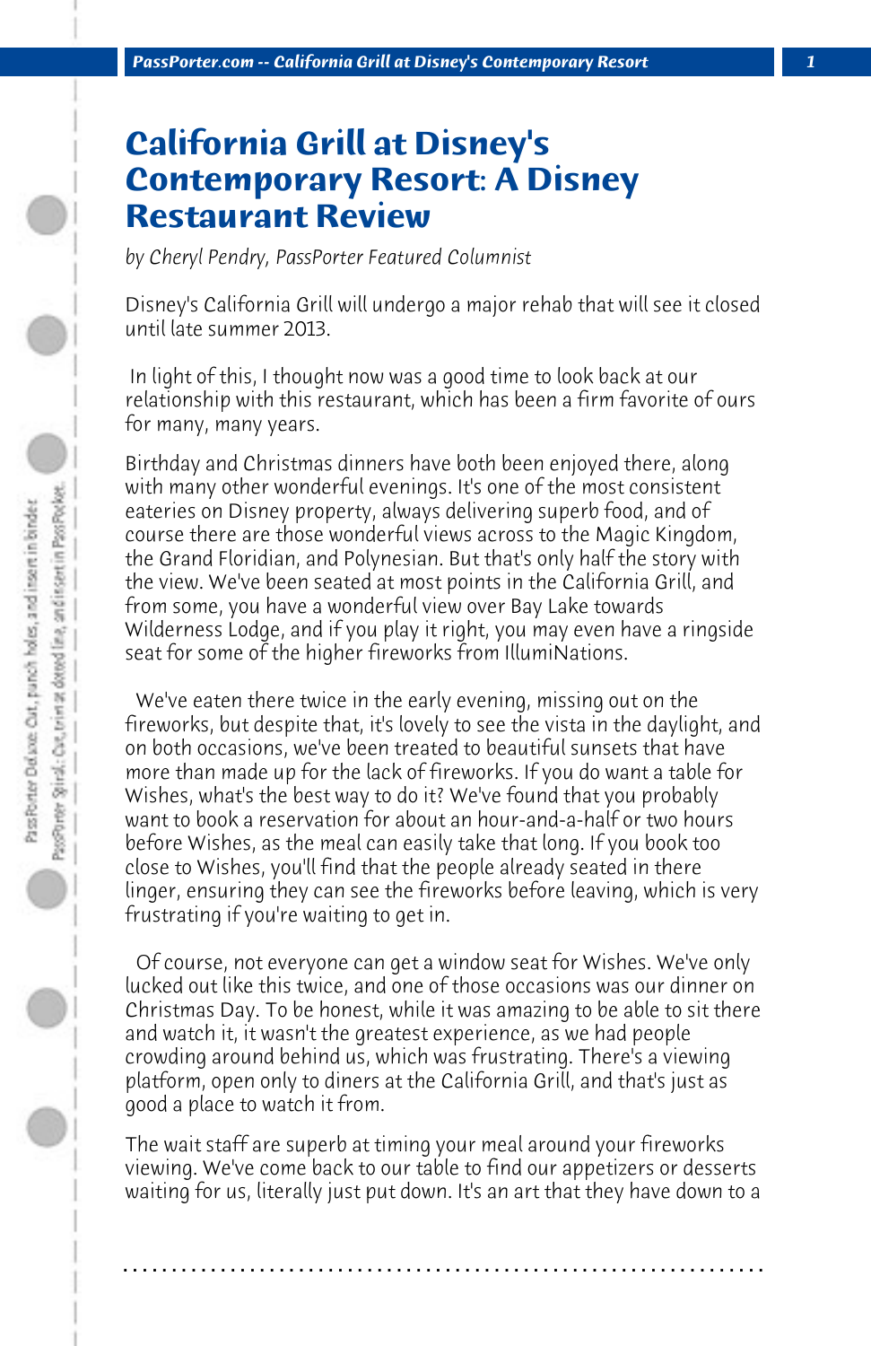# California Grill at Disney's Contemporary Resort: A Disney Restaurant Review

*by Cheryl Pendry, PassPorter Featured Columnist*

Disney's California Grill will undergo a major rehab that will see it closed until late summer 2013.

In light of this, I thought now was a good time to look back at our relationship with this restaurant, which has been a firm favorite of ours for many, many years.

Birthday and Christmas dinners have both been enjoyed there, along with many other wonderful evenings. It's one of the most consistent eateries on Disney property, always delivering superb food, and of course there are those wonderful views across to the Magic Kingdom, the Grand Floridian, and Polynesian. But that's only half the story with the view. We've been seated at most points in the California Grill, and from some, you have a wonderful view over Bay Lake towards Wilderness Lodge, and if you play it right, you may even have a ringside seat for some of the higher fireworks from IllumiNations.

We've eaten there twice in the early evening, missing out on the fireworks, but despite that, it's lovely to see the vista in the daylight, and on both occasions, we've been treated to beautiful sunsets that have more than made up for the lack of fireworks. If you do want a table for Wishes, what's the best way to do it? We've found that you probably want to book a reservation for about an hour-and-a-half or two hours before Wishes, as the meal can easily take that long. If you book too close to Wishes, you'll find that the people already seated in there linger, ensuring they can see the fireworks before leaving, which is very frustrating if you're waiting to get in.

Of course, not everyone can get a window seat for Wishes. We've only lucked out like this twice, and one of those occasions was our dinner on Christmas Day. To be honest, while it was amazing to be able to sit there and watch it, it wasn't the greatest experience, as we had people crowding around behind us, which was frustrating. There's a viewing platform, open only to diners at the California Grill, and that's just as good a place to watch it from.

The wait staff are superb at timing your meal around your fireworks viewing. We've come back to our table to find our appetizers or desserts waiting for us, literally just put down. It's an art that they have down to a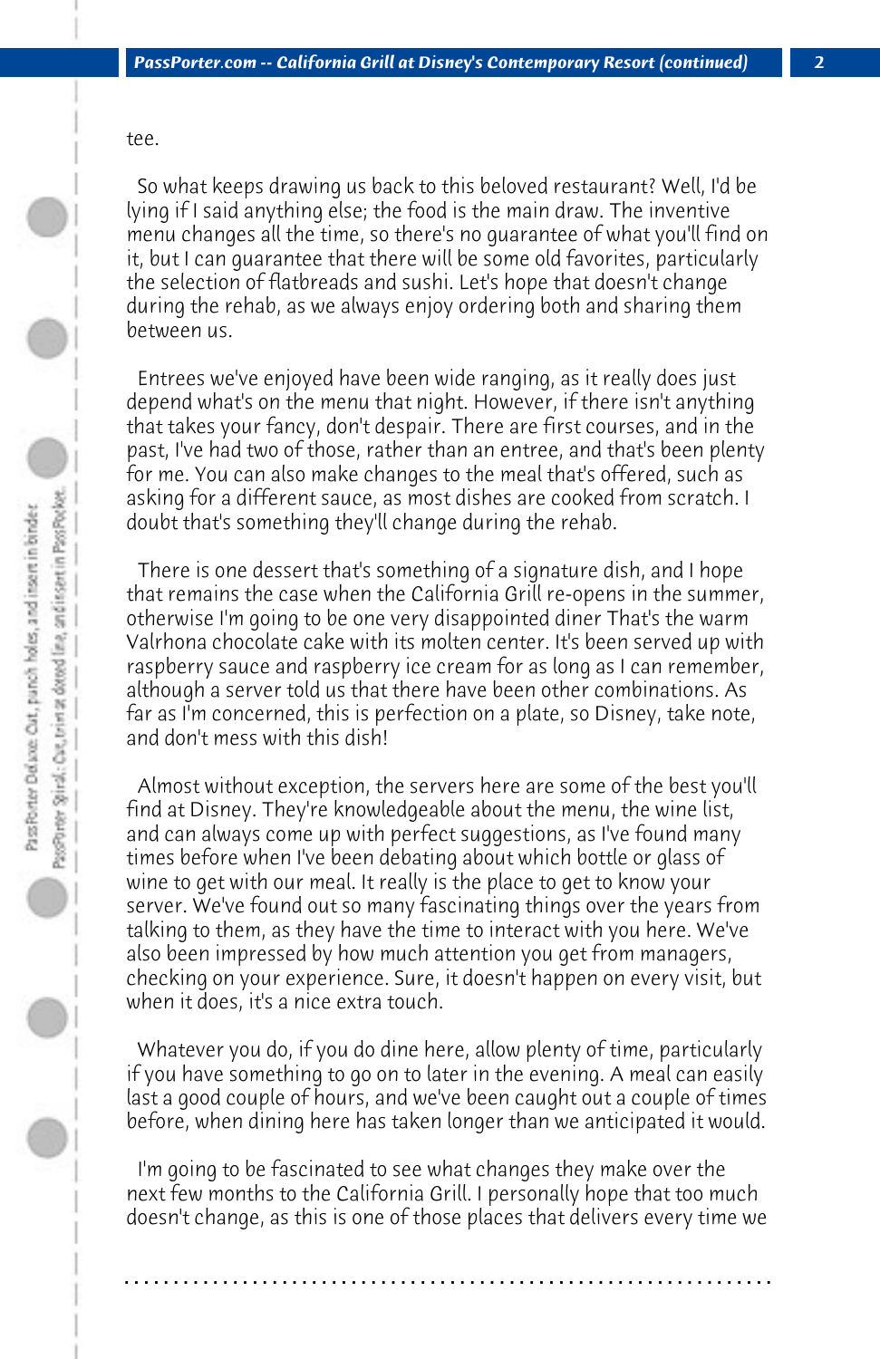tee.

So what keeps drawing us back to this beloved restaurant? Well, I'd be lying if I said anything else; the food is the main draw. The inventive menu changes all the time, so there's no guarantee of what you'll find on it, but I can guarantee that there will be some old favorites, particularly the selection of flatbreads and sushi. Let's hope that doesn't change during the rehab, as we always enjoy ordering both and sharing them between us.

Entrees we've enjoyed have been wide ranging, as it really does just depend what's on the menu that night. However, if there isn't anything that takes your fancy, don't despair. There are first courses, and in the past, I've had two of those, rather than an entree, and that's been plenty for me. You can also make changes to the meal that's offered, such as asking for a different sauce, as most dishes are cooked from scratch. I doubt that's something they'll change during the rehab.

There is one dessert that's something of a signature dish, and I hope that remains the case when the California Grill re-opens in the summer, otherwise I'm going to be one very disappointed diner That's the warm Valrhona chocolate cake with its molten center. It's been served up with raspberry sauce and raspberry ice cream for as long as I can remember, although a server told us that there have been other combinations. As far as I'm concerned, this is perfection on a plate, so Disney, take note, and don't mess with this dish!

Almost without exception, the servers here are some of the best you'll find at Disney. They're knowledgeable about the menu, the wine list, and can always come up with perfect suggestions, as I've found many times before when I've been debating about which bottle or glass of wine to get with our meal. It really is the place to get to know your server. We've found out so many fascinating things over the years from talking to them, as they have the time to interact with you here. We've also been impressed by how much attention you get from managers, checking on your experience. Sure, it doesn't happen on every visit, but when it does, it's a nice extra touch.

Whatever you do, if you do dine here, allow plenty of time, particularly if you have something to go on to later in the evening. A meal can easily last a good couple of hours, and we've been caught out a couple of times before, when dining here has taken longer than we anticipated it would.

I'm going to be fascinated to see what changes they make over the next few months to the California Grill. I personally hope that too much doesn't change, as this is one of those places that delivers every time we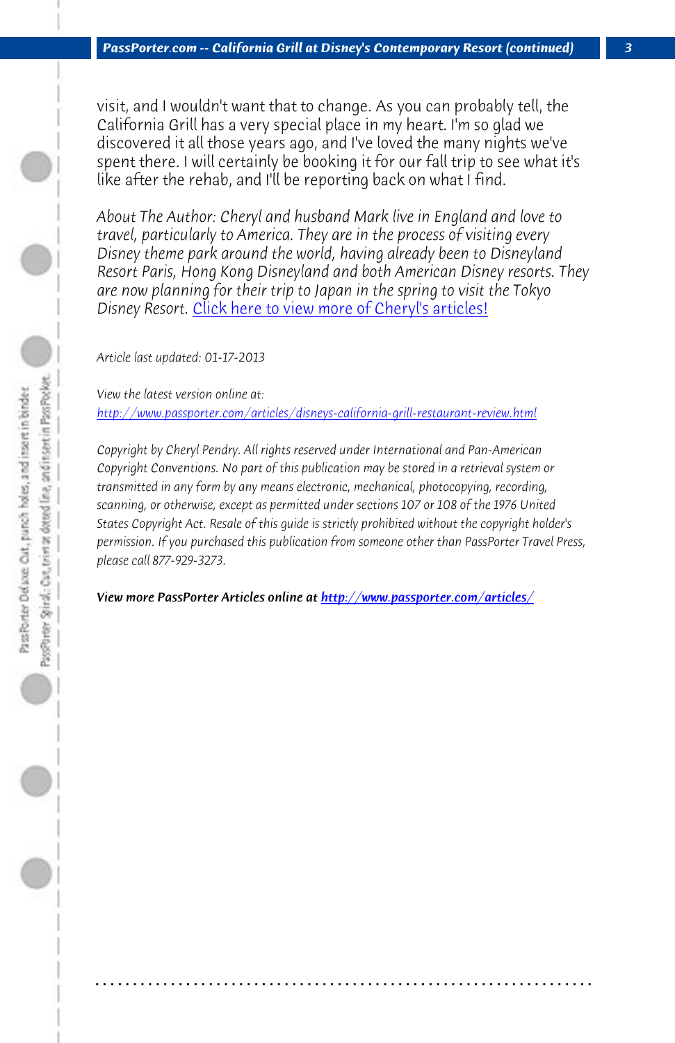visit, and I wouldn't want that to change. As you can probably tell, the California Grill has a very special place in my heart. I'm so glad we discovered it all those years ago, and I've loved the many nights we've spent there. I will certainly be booking it for our fall trip to see what it's like after the rehab, and I'll be reporting back on what I find.

*About The Author: Cheryl and husband Mark live in England and love to travel, particularly to America. They are in the process of visiting every Disney theme park around the world, having already been to Disneyland Resort Paris, Hong Kong Disneyland and both American Disney resorts. They are now planning for their trip to Japan in the spring to visit the Tokyo Disney Resort.* Click here to view more of Cheryl's articles!

*Article last updated: 01-17-2013*

*View the latest version online at:*
*http://www.passporter.com/articles/disneys-california-grill-restaurant-review.html*

*Copyright by Cheryl Pendry. All rights reserved under International and Pan-American Copyright Conventions. No part of this publication may be stored in a retrieval system or transmitted in any form by any means electronic, mechanical, photocopying, recording, scanning, or otherwise, except as permitted under sections 107 or 108 of the 1976 United States Copyright Act. Resale of this guide is strictly prohibited without the copyright holder's permission. If you purchased this publication from someone other than PassPorter Travel Press, please call 877-929-3273.*

***View more PassPorter Articles online at http://www.passporter.com/articles/***